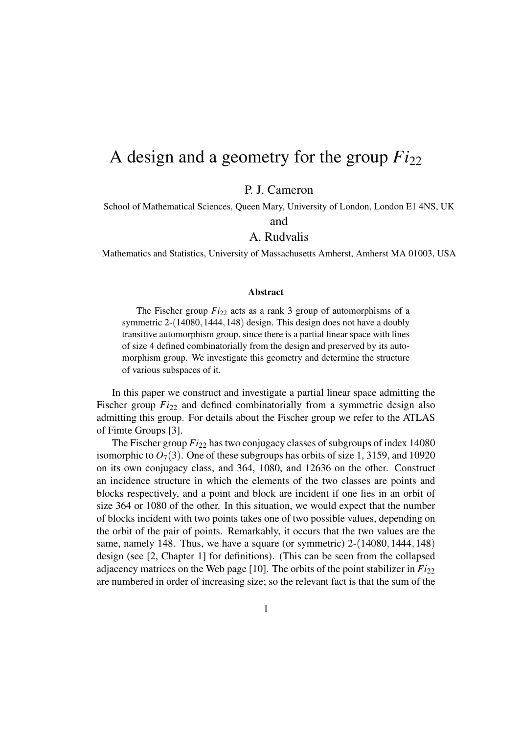# A design and a geometry for the group $Fi_{22}$

P. J. Cameron

School of Mathematical Sciences, Queen Mary, University of London, London E1 4NS, UK

and

A. Rudvalis

Mathematics and Statistics, University of Massachusetts Amherst, Amherst MA 01003, USA

### Abstract

The Fischer group $Fi_{22}$ acts as a rank 3 group of automorphisms of a symmetric 2-$(14080, 1444, 148)$ design. This design does not have a doubly transitive automorphism group, since there is a partial linear space with lines of size 4 defined combinatorially from the design and preserved by its automorphism group. We investigate this geometry and determine the structure of various subspaces of it.

In this paper we construct and investigate a partial linear space admitting the Fischer group $Fi_{22}$ and defined combinatorially from a symmetric design also admitting this group. For details about the Fischer group we refer to the ATLAS of Finite Groups [3].

The Fischer group $Fi_{22}$ has two conjugacy classes of subgroups of index 14080 isomorphic to $O_7(3)$. One of these subgroups has orbits of size 1, 3159, and 10920 on its own conjugacy class, and 364, 1080, and 12636 on the other. Construct an incidence structure in which the elements of the two classes are points and blocks respectively, and a point and block are incident if one lies in an orbit of size 364 or 1080 of the other. In this situation, we would expect that the number of blocks incident with two points takes one of two possible values, depending on the orbit of the pair of points. Remarkably, it occurs that the two values are the same, namely 148. Thus, we have a square (or symmetric) 2-$(14080, 1444, 148)$ design (see [2, Chapter 1] for definitions). (This can be seen from the collapsed adjacency matrices on the Web page [10]. The orbits of the point stabilizer in $Fi_{22}$ are numbered in order of increasing size; so the relevant fact is that the sum of the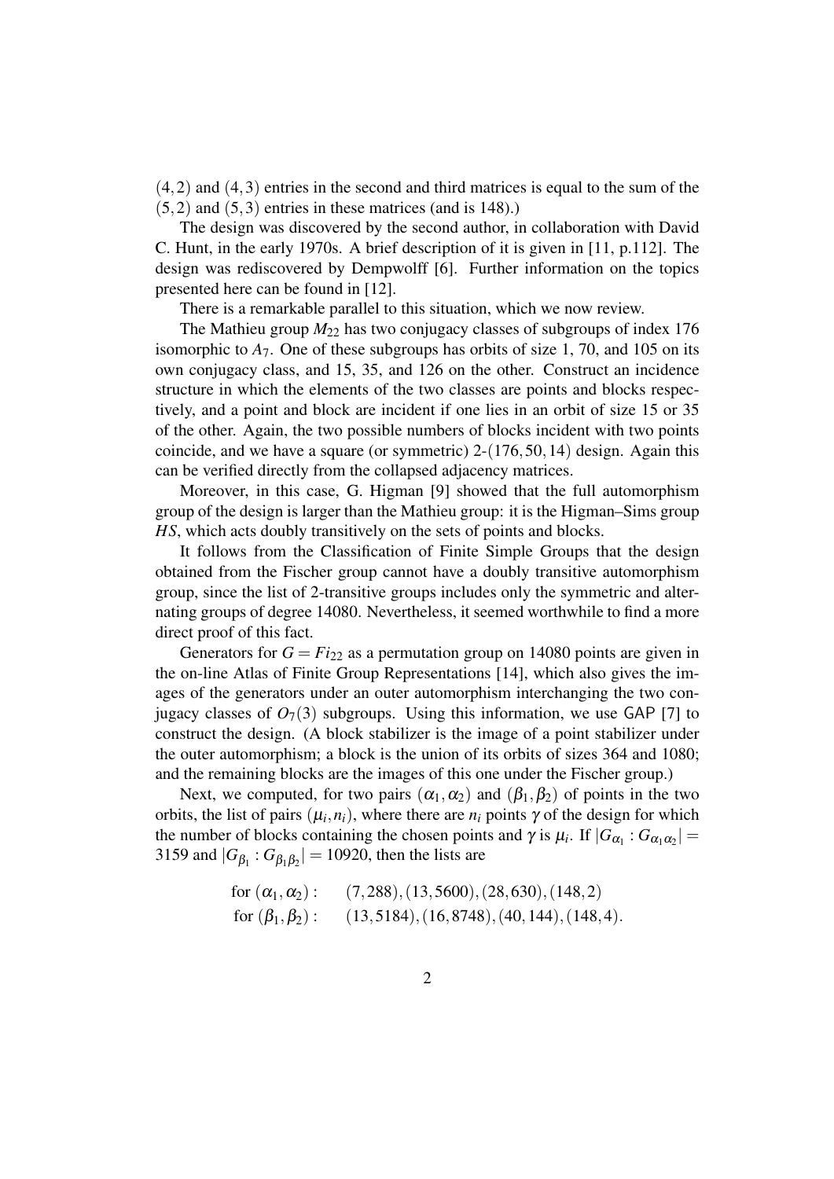$(4,2)$ and $(4,3)$ entries in the second and third matrices is equal to the sum of the $(5,2)$ and $(5,3)$ entries in these matrices (and is 148).)

The design was discovered by the second author, in collaboration with David C. Hunt, in the early 1970s. A brief description of it is given in [11, p.112]. The design was rediscovered by Dempwolff [6]. Further information on the topics presented here can be found in [12].

There is a remarkable parallel to this situation, which we now review.

The Mathieu group $M_{22}$ has two conjugacy classes of subgroups of index 176 isomorphic to $A_7$. One of these subgroups has orbits of size 1, 70, and 105 on its own conjugacy class, and 15, 35, and 126 on the other. Construct an incidence structure in which the elements of the two classes are points and blocks respectively, and a point and block are incident if one lies in an orbit of size 15 or 35 of the other. Again, the two possible numbers of blocks incident with two points coincide, and we have a square (or symmetric) 2-$(176,50,14)$ design. Again this can be verified directly from the collapsed adjacency matrices.

Moreover, in this case, G. Higman [9] showed that the full automorphism group of the design is larger than the Mathieu group: it is the Higman–Sims group $HS$, which acts doubly transitively on the sets of points and blocks.

It follows from the Classification of Finite Simple Groups that the design obtained from the Fischer group cannot have a doubly transitive automorphism group, since the list of 2-transitive groups includes only the symmetric and alternating groups of degree 14080. Nevertheless, it seemed worthwhile to find a more direct proof of this fact.

Generators for $G = Fi_{22}$ as a permutation group on 14080 points are given in the on-line Atlas of Finite Group Representations [14], which also gives the images of the generators under an outer automorphism interchanging the two conjugacy classes of $O_7(3)$ subgroups. Using this information, we use GAP [7] to construct the design. (A block stabilizer is the image of a point stabilizer under the outer automorphism; a block is the union of its orbits of sizes 364 and 1080; and the remaining blocks are the images of this one under the Fischer group.)

Next, we computed, for two pairs $(\alpha_1, \alpha_2)$ and $(\beta_1, \beta_2)$ of points in the two orbits, the list of pairs $(\mu_i, n_i)$, where there are $n_i$ points $\gamma$ of the design for which the number of blocks containing the chosen points and $\gamma$ is $\mu_i$. If $|G_{\alpha_1} : G_{\alpha_1\alpha_2}| = 3159$ and $|G_{\beta_1} : G_{\beta_1\beta_2}| = 10920$, then the lists are

$$\text{for } (\alpha_1, \alpha_2): \quad (7,288), (13,5600), (28,630), (148,2)$$
$$\text{for } (\beta_1, \beta_2): \quad (13,5184), (16,8748), (40,144), (148,4).$$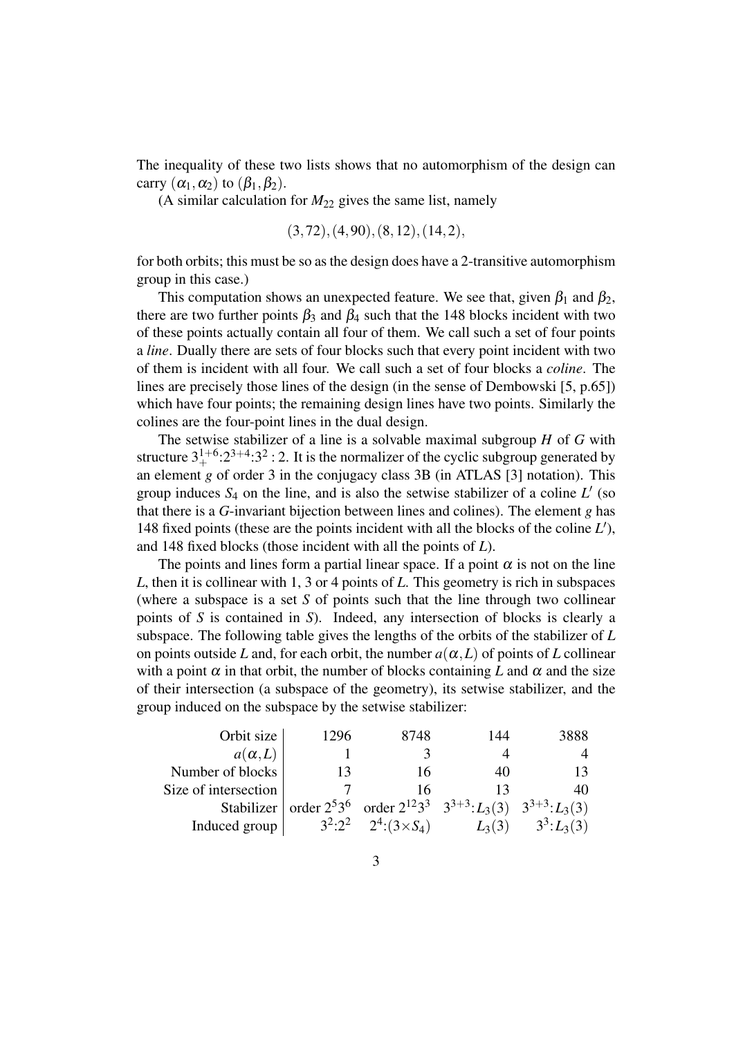The inequality of these two lists shows that no automorphism of the design can carry $(\alpha_1, \alpha_2)$ to $(\beta_1, \beta_2)$.

(A similar calculation for $M_{22}$ gives the same list, namely

$$(3,72), (4,90), (8,12), (14,2),$$

for both orbits; this must be so as the design does have a 2-transitive automorphism group in this case.)

This computation shows an unexpected feature. We see that, given $\beta_1$ and $\beta_2$, there are two further points $\beta_3$ and $\beta_4$ such that the 148 blocks incident with two of these points actually contain all four of them. We call such a set of four points a *line*. Dually there are sets of four blocks such that every point incident with two of them is incident with all four. We call such a set of four blocks a *coline*. The lines are precisely those lines of the design (in the sense of Dembowski [5, p.65]) which have four points; the remaining design lines have two points. Similarly the colines are the four-point lines in the dual design.

The setwise stabilizer of a line is a solvable maximal subgroup $H$ of $G$ with structure $3_+^{1+6}{:}2^{3+4}{:}3^2 : 2$. It is the normalizer of the cyclic subgroup generated by an element $g$ of order 3 in the conjugacy class 3B (in ATLAS [3] notation). This group induces $S_4$ on the line, and is also the setwise stabilizer of a coline $L'$ (so that there is a $G$-invariant bijection between lines and colines). The element $g$ has 148 fixed points (these are the points incident with all the blocks of the coline $L'$), and 148 fixed blocks (those incident with all the points of $L$).

The points and lines form a partial linear space. If a point $\alpha$ is not on the line $L$, then it is collinear with 1, 3 or 4 points of $L$. This geometry is rich in subspaces (where a subspace is a set $S$ of points such that the line through two collinear points of $S$ is contained in $S$). Indeed, any intersection of blocks is clearly a subspace. The following table gives the lengths of the orbits of the stabilizer of $L$ on points outside $L$ and, for each orbit, the number $a(\alpha, L)$ of points of $L$ collinear with a point $\alpha$ in that orbit, the number of blocks containing $L$ and $\alpha$ and the size of their intersection (a subspace of the geometry), its setwise stabilizer, and the group induced on the subspace by the setwise stabilizer:

| Orbit size | 1296 | 8748 | 144 | 3888 |
|---|---|---|---|---|
| $a(\alpha, L)$ | 1 | 3 | 4 | 4 |
| Number of blocks | 13 | 16 | 40 | 13 |
| Size of intersection | 7 | 16 | 13 | 40 |
| Stabilizer | order $2^5 3^6$ | order $2^{12} 3^3$ | $3^{3+3}{:}L_3(3)$ | $3^{3+3}{:}L_3(3)$ |
| Induced group | $3^2{:}2^2$ | $2^4{:}(3 \times S_4)$ | $L_3(3)$ | $3^3{:}L_3(3)$ |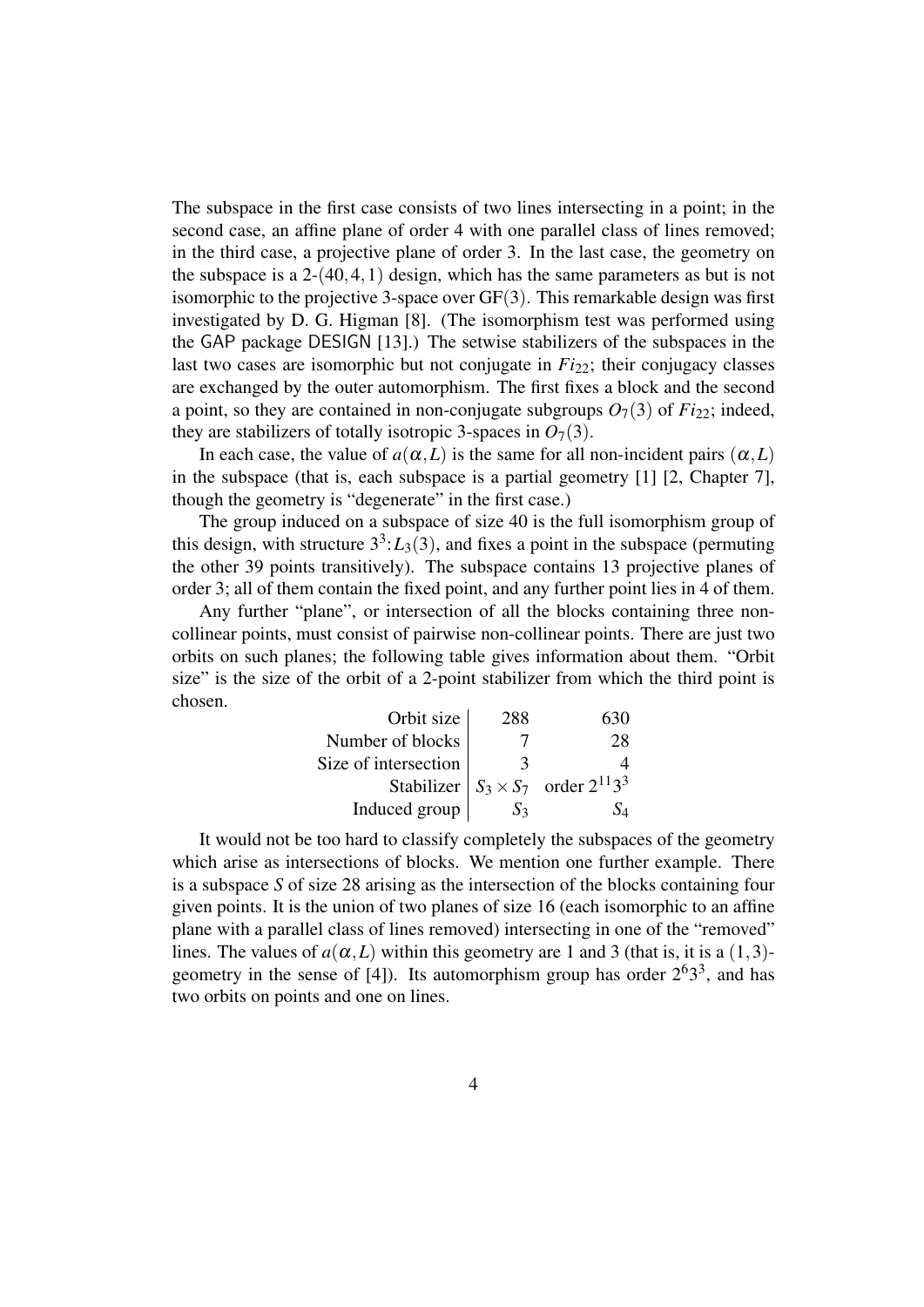The subspace in the first case consists of two lines intersecting in a point; in the second case, an affine plane of order 4 with one parallel class of lines removed; in the third case, a projective plane of order 3. In the last case, the geometry on the subspace is a 2-$(40,4,1)$ design, which has the same parameters as but is not isomorphic to the projective 3-space over $\mathrm{GF}(3)$. This remarkable design was first investigated by D. G. Higman [8]. (The isomorphism test was performed using the GAP package DESIGN [13].) The setwise stabilizers of the subspaces in the last two cases are isomorphic but not conjugate in $Fi_{22}$; their conjugacy classes are exchanged by the outer automorphism. The first fixes a block and the second a point, so they are contained in non-conjugate subgroups $O_7(3)$ of $Fi_{22}$; indeed, they are stabilizers of totally isotropic 3-spaces in $O_7(3)$.

In each case, the value of $a(\alpha, L)$ is the same for all non-incident pairs $(\alpha, L)$ in the subspace (that is, each subspace is a partial geometry [1] [2, Chapter 7], though the geometry is "degenerate" in the first case.)

The group induced on a subspace of size 40 is the full isomorphism group of this design, with structure $3^3{:}L_3(3)$, and fixes a point in the subspace (permuting the other 39 points transitively). The subspace contains 13 projective planes of order 3; all of them contain the fixed point, and any further point lies in 4 of them.

Any further "plane", or intersection of all the blocks containing three non-collinear points, must consist of pairwise non-collinear points. There are just two orbits on such planes; the following table gives information about them. "Orbit size" is the size of the orbit of a 2-point stabilizer from which the third point is chosen.

| Orbit size | 288 | 630 |
|---|---|---|
| Number of blocks | 7 | 28 |
| Size of intersection | 3 | 4 |
| Stabilizer | $S_3 \times S_7$ | order $2^{11}3^3$ |
| Induced group | $S_3$ | $S_4$ |

It would not be too hard to classify completely the subspaces of the geometry which arise as intersections of blocks. We mention one further example. There is a subspace $S$ of size 28 arising as the intersection of the blocks containing four given points. It is the union of two planes of size 16 (each isomorphic to an affine plane with a parallel class of lines removed) intersecting in one of the "removed" lines. The values of $a(\alpha, L)$ within this geometry are 1 and 3 (that is, it is a $(1,3)$-geometry in the sense of [4]). Its automorphism group has order $2^6 3^3$, and has two orbits on points and one on lines.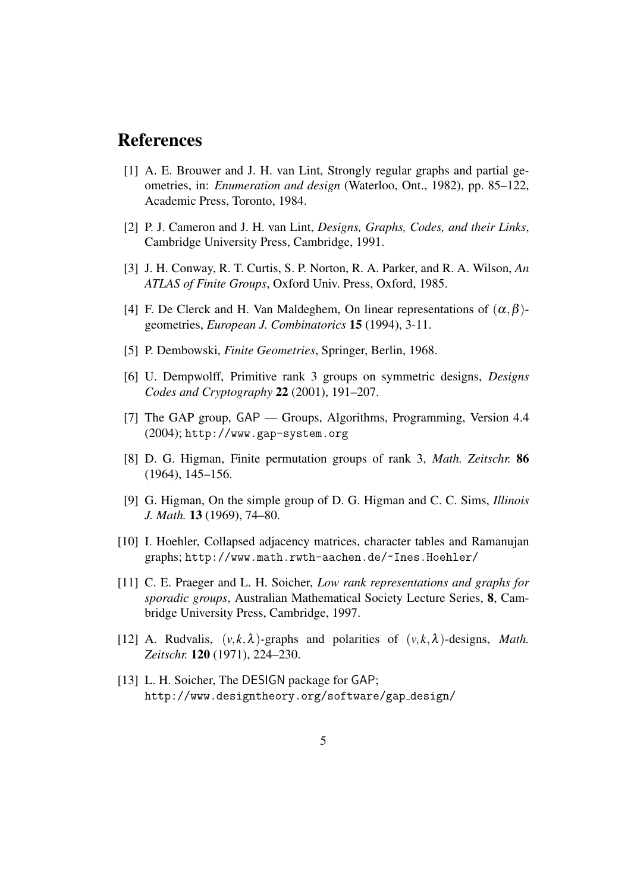# References

[1] A. E. Brouwer and J. H. van Lint, Strongly regular graphs and partial geometries, in: *Enumeration and design* (Waterloo, Ont., 1982), pp. 85–122, Academic Press, Toronto, 1984.

[2] P. J. Cameron and J. H. van Lint, *Designs, Graphs, Codes, and their Links*, Cambridge University Press, Cambridge, 1991.

[3] J. H. Conway, R. T. Curtis, S. P. Norton, R. A. Parker, and R. A. Wilson, *An ATLAS of Finite Groups*, Oxford Univ. Press, Oxford, 1985.

[4] F. De Clerck and H. Van Maldeghem, On linear representations of $(\alpha,\beta)$-geometries, *European J. Combinatorics* **15** (1994), 3-11.

[5] P. Dembowski, *Finite Geometries*, Springer, Berlin, 1968.

[6] U. Dempwolff, Primitive rank 3 groups on symmetric designs, *Designs Codes and Cryptography* **22** (2001), 191–207.

[7] The GAP group, GAP — Groups, Algorithms, Programming, Version 4.4 (2004); http://www.gap-system.org

[8] D. G. Higman, Finite permutation groups of rank 3, *Math. Zeitschr.* **86** (1964), 145–156.

[9] G. Higman, On the simple group of D. G. Higman and C. C. Sims, *Illinois J. Math.* **13** (1969), 74–80.

[10] I. Hoehler, Collapsed adjacency matrices, character tables and Ramanujan graphs; http://www.math.rwth-aachen.de/~Ines.Hoehler/

[11] C. E. Praeger and L. H. Soicher, *Low rank representations and graphs for sporadic groups*, Australian Mathematical Society Lecture Series, **8**, Cambridge University Press, Cambridge, 1997.

[12] A. Rudvalis, $(v,k,\lambda)$-graphs and polarities of $(v,k,\lambda)$-designs, *Math. Zeitschr.* **120** (1971), 224–230.

[13] L. H. Soicher, The DESIGN package for GAP; http://www.designtheory.org/software/gap_design/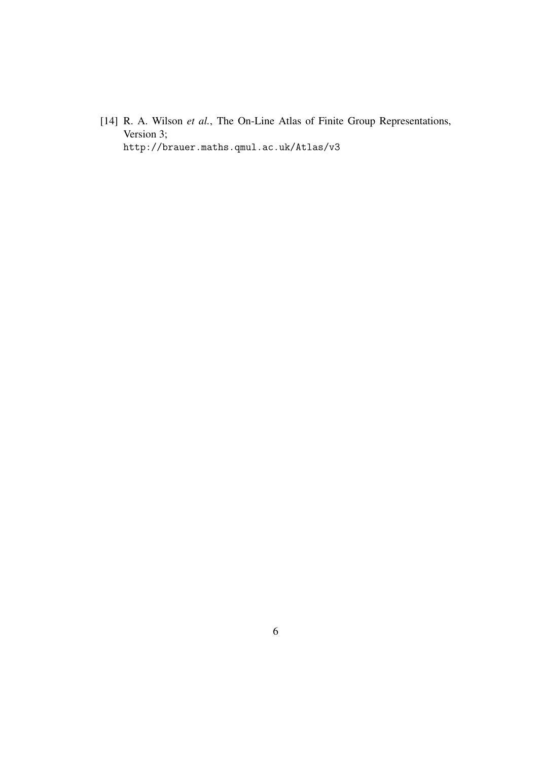[14] R. A. Wilson *et al.*, The On-Line Atlas of Finite Group Representations, Version 3;
`http://brauer.maths.qmul.ac.uk/Atlas/v3`